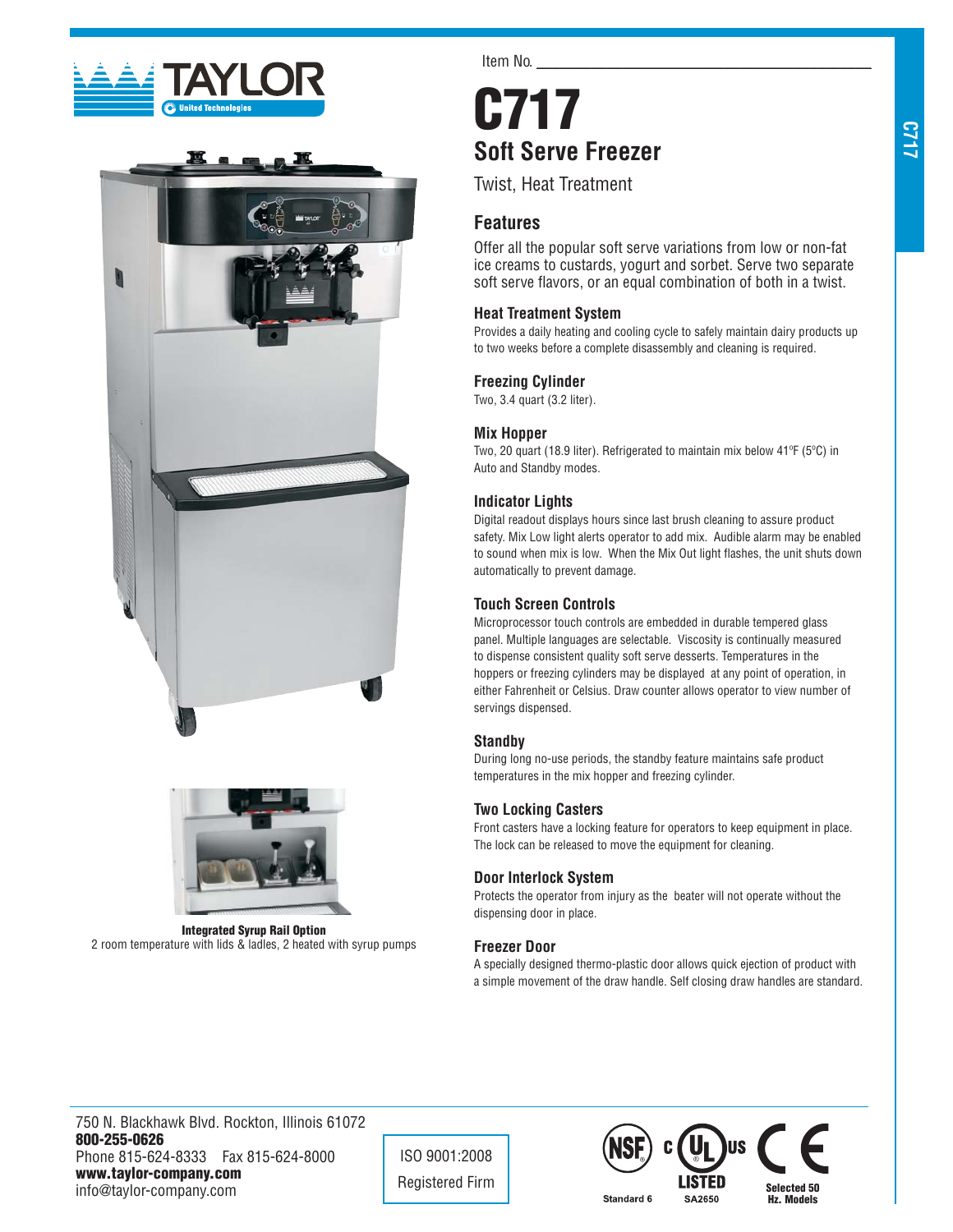Item No. ______________________________

# C717

## Soft Serve Freezer

Twist, Heat Treatment

## Features

Offer all the popular soft serve variations from low or non-fat ice creams to custards, yogurt and sorbet. Serve two separate soft serve flavors, or an equal combination of both in a twist.

### Heat Treatment System

Provides a daily heating and cooling cycle to safely maintain dairy products up to two weeks before a complete disassembly and cleaning is required.

### Freezing Cylinder

Two, 3.4 quart (3.2 liter).

### Mix Hopper

Two, 20 quart (18.9 liter). Refrigerated to maintain mix below 41ºF (5ºC) in Auto and Standby modes.

### Indicator Lights

Digital readout displays hours since last brush cleaning to assure product safety. Mix Low light alerts operator to add mix. Audible alarm may be enabled to sound when mix is low. When the Mix Out light flashes, the unit shuts down automatically to prevent damage.

### Touch Screen Controls

Microprocessor touch controls are embedded in durable tempered glass panel. Multiple languages are selectable. Viscosity is continually measured to dispense consistent quality soft serve desserts. Temperatures in the hoppers or freezing cylinders may be displayed at any point of operation, in either Fahrenheit or Celsius. Draw counter allows operator to view number of servings dispensed.

### Standby

During long no-use periods, the standby feature maintains safe product temperatures in the mix hopper and freezing cylinder.

### Two Locking Casters

Front casters have a locking feature for operators to keep equipment in place. The lock can be released to move the equipment for cleaning.

### Door Interlock System

Protects the operator from injury as the beater will not operate without the dispensing door in place.

### Freezer Door

A specially designed thermo-plastic door allows quick ejection of product with a simple movement of the draw handle. Self closing draw handles are standard.

**Integrated Syrup Rail Option**
2 room temperature with lids & ladles, 2 heated with syrup pumps

750 N. Blackhawk Blvd. Rockton, Illinois 61072
**800-255-0626**
Phone 815-624-8333 Fax 815-624-8000
**www.taylor-company.com**
info@taylor-company.com

ISO 9001:2008
Registered Firm

NSF Standard 6 — c UL us LISTED SA2650 — CE Selected 50 Hz. Models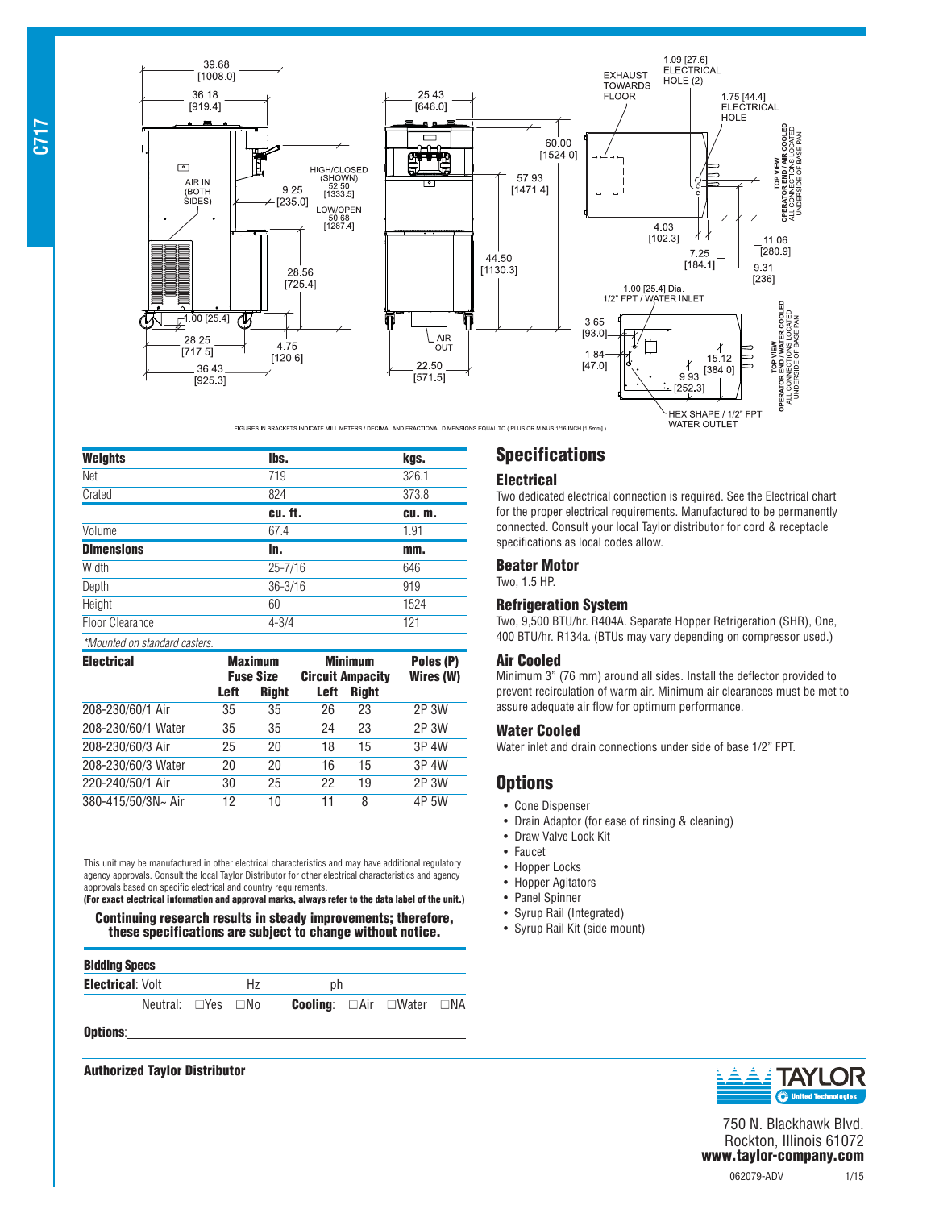C717

39.68
[1008.0]
36.18
[919.4]
AIR IN
(BOTH
SIDES)
9.25
[235.0]
HIGH/CLOSED
(SHOWN)
52.50
[1333.5]
LOW/OPEN
50.68
[1287.4]
28.56
[725.4]
1.00 [25.4]
28.25
[717.5]
4.75
[120.6]
36.43
[925.3]
25.43
[646.0]
60.00
[1524.0]
57.93
[1471.4]
44.50
[1130.3]
AIR
OUT
22.50
[571.5]
EXHAUST
TOWARDS
FLOOR
1.09 [27.6]
ELECTRICAL
HOLE (2)
1.75 [44.4]
ELECTRICAL
HOLE
TOP VIEW
OPERATOR END / AIR COOLED
ALL CONNECTIONS LOCATED
UNDERSIDE OF BASE PAN
4.03
[102.3]
7.25
[184.1]
11.06
[280.9]
9.31
[236]
1.00 [25.4] Dia.
1/2" FPT / WATER INLET
3.65
[93.0]
1.84
[47.0]
15.12
[384.0]
9.93
[252.3]
HEX SHAPE / 1/2" FPT
WATER OUTLET
TOP VIEW
OPERATOR END / WATER COOLED
ALL CONNECTIONS LOCATED
UNDERSIDE OF BASE PAN

FIGURES IN BRACKETS INDICATE MILLIMETERS / DECIMAL AND FRACTIONAL DIMENSIONS EQUAL TO ( PLUS OR MINUS 1/16 INCH [1.5mm] ).

| **Weights** | **lbs.** | **kgs.** |
|---|---|---|
| Net | 719 | 326.1 |
| Crated | 824 | 373.8 |
| | **cu. ft.** | **cu. m.** |
| Volume | 67.4 | 1.91 |
| **Dimensions** | **in.** | **mm.** |
| Width | 25-7/16 | 646 |
| Depth | 36-3/16 | 919 |
| Height | 60 | 1524 |
| Floor Clearance | 4-3/4 | 121 |

*Mounted on standard casters.*

| **Electrical** | **Maximum Fuse Size** | | **Minimum Circuit Ampacity** | | **Poles (P) Wires (W)** |
|---|---|---|---|---|---|
| | **Left** | **Right** | **Left** | **Right** | |
| 208-230/60/1 Air | 35 | 35 | 26 | 23 | 2P 3W |
| 208-230/60/1 Water | 35 | 35 | 24 | 23 | 2P 3W |
| 208-230/60/3 Air | 25 | 20 | 18 | 15 | 3P 4W |
| 208-230/60/3 Water | 20 | 20 | 16 | 15 | 3P 4W |
| 220-240/50/1 Air | 30 | 25 | 22 | 19 | 2P 3W |
| 380-415/50/3N~ Air | 12 | 10 | 11 | 8 | 4P 5W |

This unit may be manufactured in other electrical characteristics and may have additional regulatory agency approvals. Consult the local Taylor Distributor for other electrical characteristics and agency approvals based on specific electrical and country requirements.
**(For exact electrical information and approval marks, always refer to the data label of the unit.)**

**Continuing research results in steady improvements; therefore, these specifications are subject to change without notice.**

## Specifications

### Electrical
Two dedicated electrical connection is required. See the Electrical chart for the proper electrical requirements. Manufactured to be permanently connected. Consult your local Taylor distributor for cord & receptacle specifications as local codes allow.

### Beater Motor
Two, 1.5 HP.

### Refrigeration System
Two, 9,500 BTU/hr. R404A. Separate Hopper Refrigeration (SHR), One, 400 BTU/hr. R134a. (BTUs may vary depending on compressor used.)

### Air Cooled
Minimum 3" (76 mm) around all sides. Install the deflector provided to prevent recirculation of warm air. Minimum air clearances must be met to assure adequate air flow for optimum performance.

### Water Cooled
Water inlet and drain connections under side of base 1/2" FPT.

## Options
- Cone Dispenser
- Drain Adaptor (for ease of rinsing & cleaning)
- Draw Valve Lock Kit
- Faucet
- Hopper Locks
- Hopper Agitators
- Panel Spinner
- Syrup Rail (Integrated)
- Syrup Rail Kit (side mount)

**Bidding Specs**

**Electrical**: Volt ____________ Hz ____________ ph ____________

Neutral: ☐Yes ☐No **Cooling**: ☐Air ☐Water ☐NA

**Options**: ______________________________

**Authorized Taylor Distributor**

TAYLOR
United Technologies

750 N. Blackhawk Blvd.
Rockton, Illinois 61072
**www.taylor-company.com**

062079-ADV 1/15